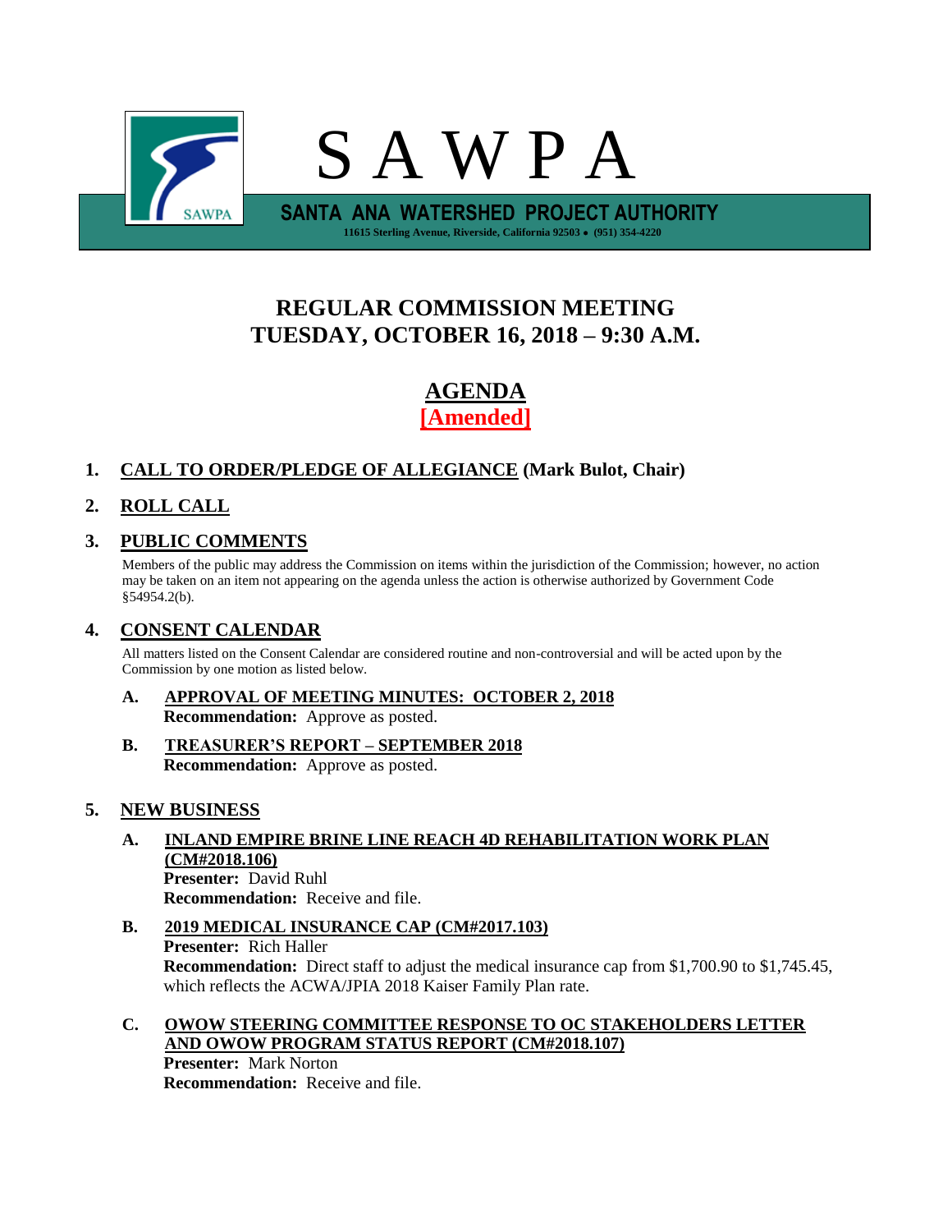# S A W P A

**SANTA ANA WATERSHED PROJECT AUTHORITY**

11615 Sterling Avenue, Riverside, California 92503 • (951) 354-4220

## REGULAR COMMISSION MEETING
## TUESDAY, OCTOBER 16, 2018 – 9:30 A.M.

## AGENDA
## [Amended]

**1. CALL TO ORDER/PLEDGE OF ALLEGIANCE (Mark Bulot, Chair)**

**2. ROLL CALL**

**3. PUBLIC COMMENTS**

Members of the public may address the Commission on items within the jurisdiction of the Commission; however, no action may be taken on an item not appearing on the agenda unless the action is otherwise authorized by Government Code §54954.2(b).

**4. CONSENT CALENDAR**

All matters listed on the Consent Calendar are considered routine and non-controversial and will be acted upon by the Commission by one motion as listed below.

**A. APPROVAL OF MEETING MINUTES: OCTOBER 2, 2018**
**Recommendation:** Approve as posted.

**B. TREASURER'S REPORT – SEPTEMBER 2018**
**Recommendation:** Approve as posted.

**5. NEW BUSINESS**

**A. INLAND EMPIRE BRINE LINE REACH 4D REHABILITATION WORK PLAN (CM#2018.106)**
**Presenter:** David Ruhl
**Recommendation:** Receive and file.

**B. 2019 MEDICAL INSURANCE CAP (CM#2017.103)**
**Presenter:** Rich Haller
**Recommendation:** Direct staff to adjust the medical insurance cap from $1,700.90 to $1,745.45, which reflects the ACWA/JPIA 2018 Kaiser Family Plan rate.

**C. OWOW STEERING COMMITTEE RESPONSE TO OC STAKEHOLDERS LETTER AND OWOW PROGRAM STATUS REPORT (CM#2018.107)**
**Presenter:** Mark Norton
**Recommendation:** Receive and file.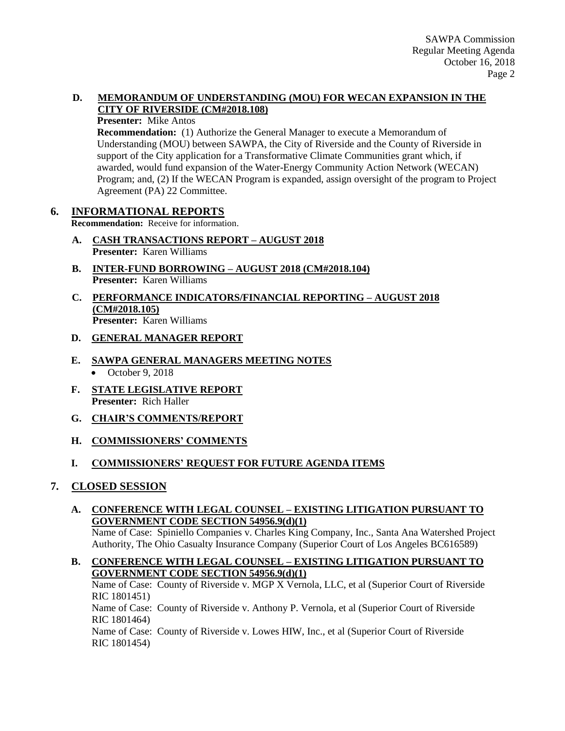**D. MEMORANDUM OF UNDERSTANDING (MOU) FOR WECAN EXPANSION IN THE CITY OF RIVERSIDE (CM#2018.108)**

**Presenter:** Mike Antos

**Recommendation:** (1) Authorize the General Manager to execute a Memorandum of Understanding (MOU) between SAWPA, the City of Riverside and the County of Riverside in support of the City application for a Transformative Climate Communities grant which, if awarded, would fund expansion of the Water-Energy Community Action Network (WECAN) Program; and, (2) If the WECAN Program is expanded, assign oversight of the program to Project Agreement (PA) 22 Committee.

## 6. INFORMATIONAL REPORTS

**Recommendation:** Receive for information.

**A. CASH TRANSACTIONS REPORT – AUGUST 2018**
**Presenter:** Karen Williams

**B. INTER-FUND BORROWING – AUGUST 2018 (CM#2018.104)**
**Presenter:** Karen Williams

**C. PERFORMANCE INDICATORS/FINANCIAL REPORTING – AUGUST 2018 (CM#2018.105)**
**Presenter:** Karen Williams

**D. GENERAL MANAGER REPORT**

**E. SAWPA GENERAL MANAGERS MEETING NOTES**

- October 9, 2018

**F. STATE LEGISLATIVE REPORT**
**Presenter:** Rich Haller

**G. CHAIR'S COMMENTS/REPORT**

**H. COMMISSIONERS' COMMENTS**

**I. COMMISSIONERS' REQUEST FOR FUTURE AGENDA ITEMS**

## 7. CLOSED SESSION

**A. CONFERENCE WITH LEGAL COUNSEL – EXISTING LITIGATION PURSUANT TO GOVERNMENT CODE SECTION 54956.9(d)(1)**

Name of Case: Spiniello Companies v. Charles King Company, Inc., Santa Ana Watershed Project Authority, The Ohio Casualty Insurance Company (Superior Court of Los Angeles BC616589)

**B. CONFERENCE WITH LEGAL COUNSEL – EXISTING LITIGATION PURSUANT TO GOVERNMENT CODE SECTION 54956.9(d)(1)**

Name of Case: County of Riverside v. MGP X Vernola, LLC, et al (Superior Court of Riverside RIC 1801451)

Name of Case: County of Riverside v. Anthony P. Vernola, et al (Superior Court of Riverside RIC 1801464)

Name of Case: County of Riverside v. Lowes HIW, Inc., et al (Superior Court of Riverside RIC 1801454)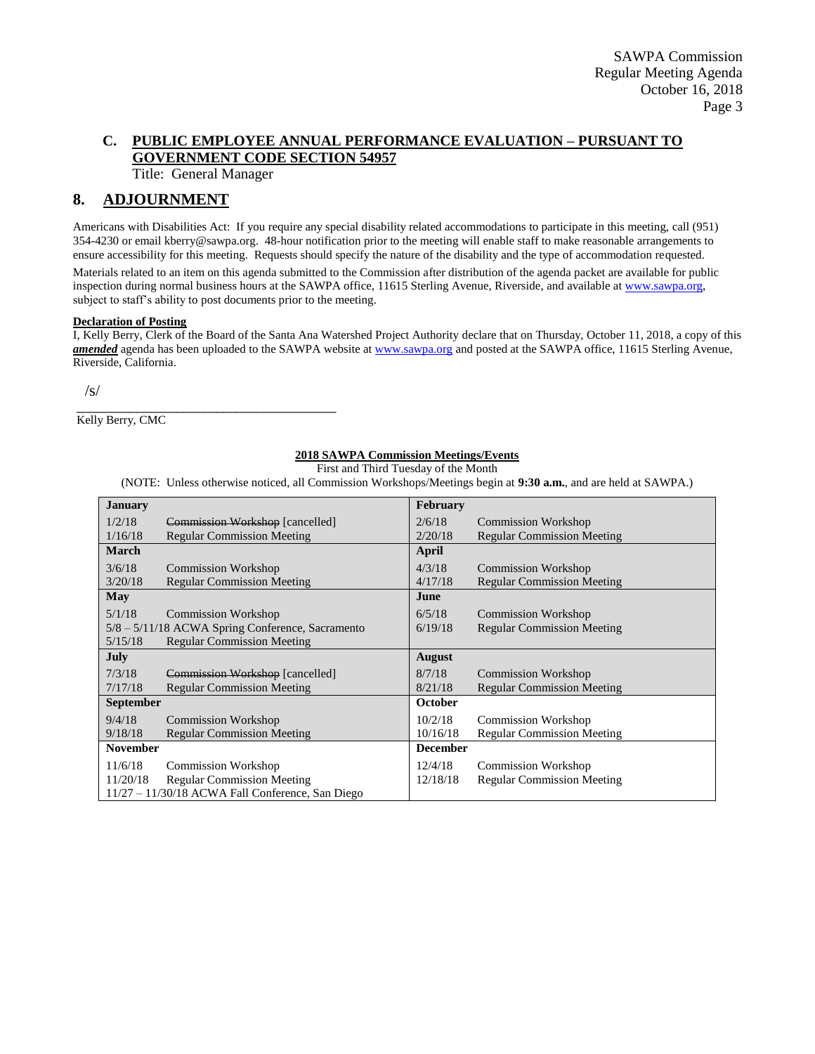### C. PUBLIC EMPLOYEE ANNUAL PERFORMANCE EVALUATION – PURSUANT TO GOVERNMENT CODE SECTION 54957

Title: General Manager

## 8. ADJOURNMENT

Americans with Disabilities Act: If you require any special disability related accommodations to participate in this meeting, call (951) 354-4230 or email kberry@sawpa.org. 48-hour notification prior to the meeting will enable staff to make reasonable arrangements to ensure accessibility for this meeting. Requests should specify the nature of the disability and the type of accommodation requested.

Materials related to an item on this agenda submitted to the Commission after distribution of the agenda packet are available for public inspection during normal business hours at the SAWPA office, 11615 Sterling Avenue, Riverside, and available at www.sawpa.org, subject to staff's ability to post documents prior to the meeting.

**Declaration of Posting**

I, Kelly Berry, Clerk of the Board of the Santa Ana Watershed Project Authority declare that on Thursday, October 11, 2018, a copy of this ***amended*** agenda has been uploaded to the SAWPA website at www.sawpa.org and posted at the SAWPA office, 11615 Sterling Avenue, Riverside, California.

/s/

\_\_\_\_\_\_\_\_\_\_\_\_\_\_\_\_\_\_\_\_\_\_\_\_\_\_\_\_\_\_\_\_\_\_\_\_\_\_\_\_

Kelly Berry, CMC

**2018 SAWPA Commission Meetings/Events**

First and Third Tuesday of the Month

(NOTE: Unless otherwise noticed, all Commission Workshops/Meetings begin at **9:30 a.m.**, and are held at SAWPA.)

| **January** | | **February** | |
|---|---|---|---|
| 1/2/18 | ~~Commission Workshop~~ [cancelled] | 2/6/18 | Commission Workshop |
| 1/16/18 | Regular Commission Meeting | 2/20/18 | Regular Commission Meeting |
| **March** | | **April** | |
| 3/6/18 | Commission Workshop | 4/3/18 | Commission Workshop |
| 3/20/18 | Regular Commission Meeting | 4/17/18 | Regular Commission Meeting |
| **May** | | **June** | |
| 5/1/18 | Commission Workshop | 6/5/18 | Commission Workshop |
| 5/8 – 5/11/18 | ACWA Spring Conference, Sacramento | 6/19/18 | Regular Commission Meeting |
| 5/15/18 | Regular Commission Meeting | | |
| **July** | | **August** | |
| 7/3/18 | ~~Commission Workshop~~ [cancelled] | 8/7/18 | Commission Workshop |
| 7/17/18 | Regular Commission Meeting | 8/21/18 | Regular Commission Meeting |
| **September** | | **October** | |
| 9/4/18 | Commission Workshop | 10/2/18 | Commission Workshop |
| 9/18/18 | Regular Commission Meeting | 10/16/18 | Regular Commission Meeting |
| **November** | | **December** | |
| 11/6/18 | Commission Workshop | 12/4/18 | Commission Workshop |
| 11/20/18 | Regular Commission Meeting | 12/18/18 | Regular Commission Meeting |
| 11/27 – 11/30/18 | ACWA Fall Conference, San Diego | | |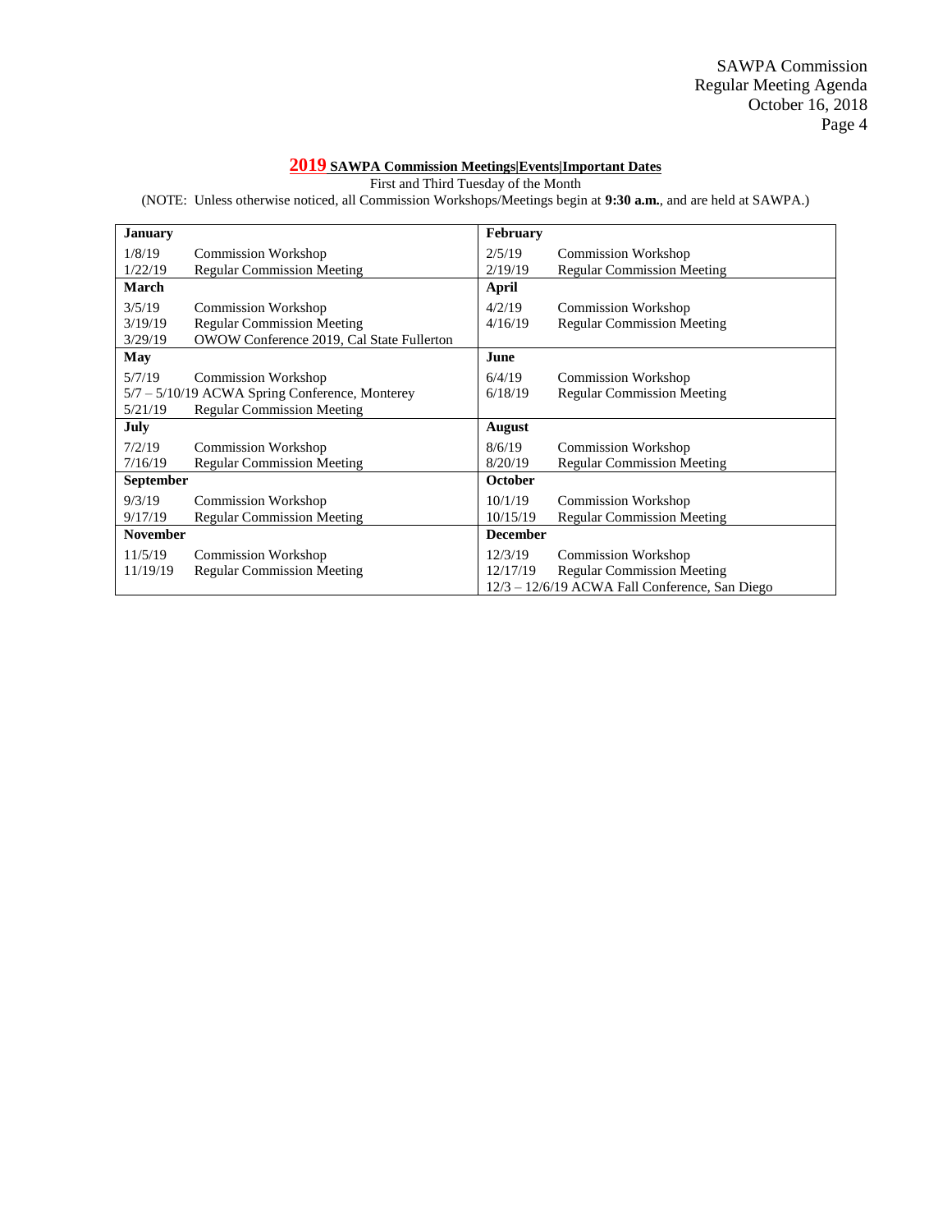## 2019 SAWPA Commission Meetings|Events|Important Dates

First and Third Tuesday of the Month

(NOTE: Unless otherwise noticed, all Commission Workshops/Meetings begin at **9:30 a.m.**, and are held at SAWPA.)

| | |
|---|---|
| **January** | **February** |
| 1/8/19 Commission Workshop<br>1/22/19 Regular Commission Meeting | 2/5/19 Commission Workshop<br>2/19/19 Regular Commission Meeting |
| **March** | **April** |
| 3/5/19 Commission Workshop<br>3/19/19 Regular Commission Meeting<br>3/29/19 OWOW Conference 2019, Cal State Fullerton | 4/2/19 Commission Workshop<br>4/16/19 Regular Commission Meeting |
| **May** | **June** |
| 5/7/19 Commission Workshop<br>5/7 – 5/10/19 ACWA Spring Conference, Monterey<br>5/21/19 Regular Commission Meeting | 6/4/19 Commission Workshop<br>6/18/19 Regular Commission Meeting |
| **July** | **August** |
| 7/2/19 Commission Workshop<br>7/16/19 Regular Commission Meeting | 8/6/19 Commission Workshop<br>8/20/19 Regular Commission Meeting |
| **September** | **October** |
| 9/3/19 Commission Workshop<br>9/17/19 Regular Commission Meeting | 10/1/19 Commission Workshop<br>10/15/19 Regular Commission Meeting |
| **November** | **December** |
| 11/5/19 Commission Workshop<br>11/19/19 Regular Commission Meeting | 12/3/19 Commission Workshop<br>12/17/19 Regular Commission Meeting<br>12/3 – 12/6/19 ACWA Fall Conference, San Diego |